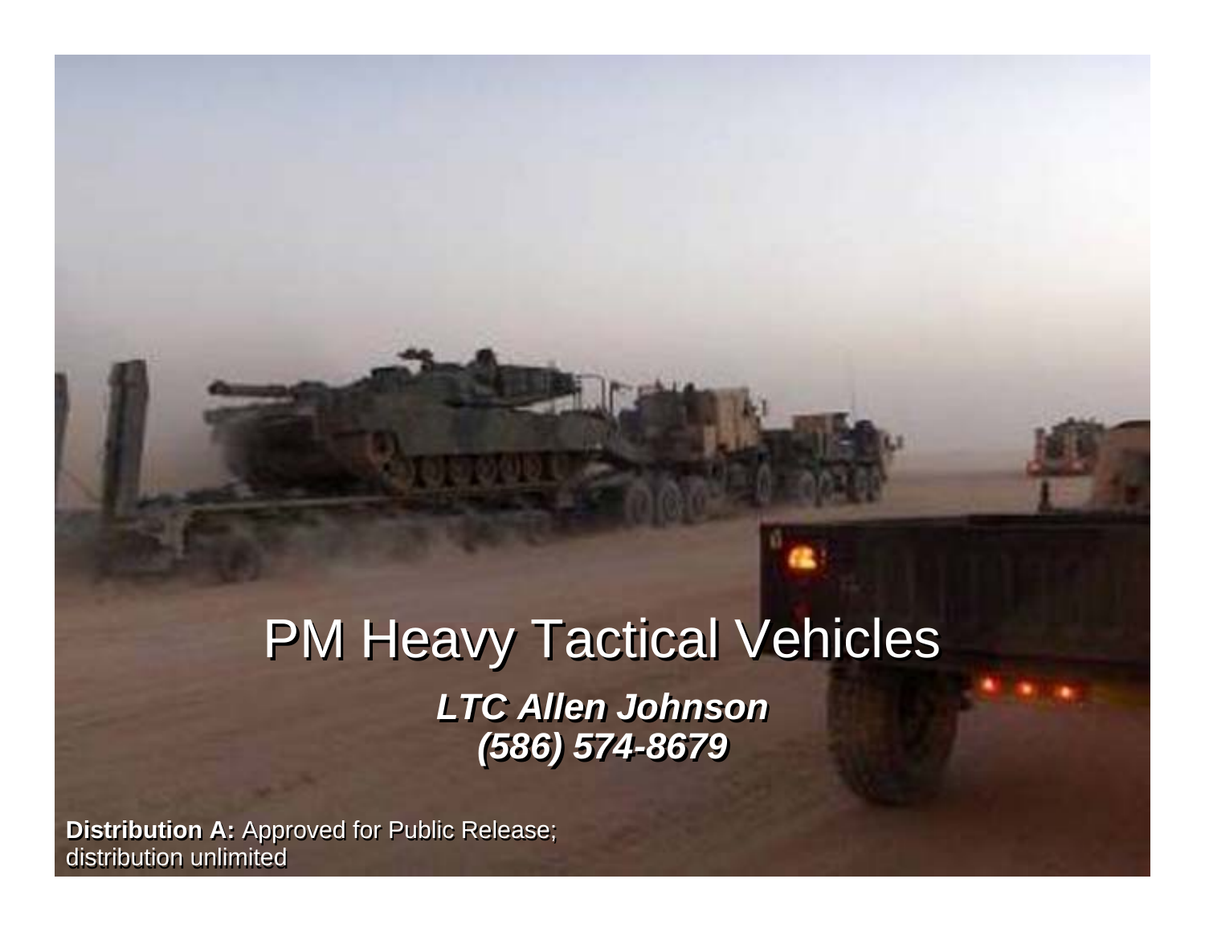# PM Heavy Tactical Vehicles

***LTC Allen Johnson***
***(586) 574-8679***

**Distribution A:** Approved for Public Release; distribution unlimited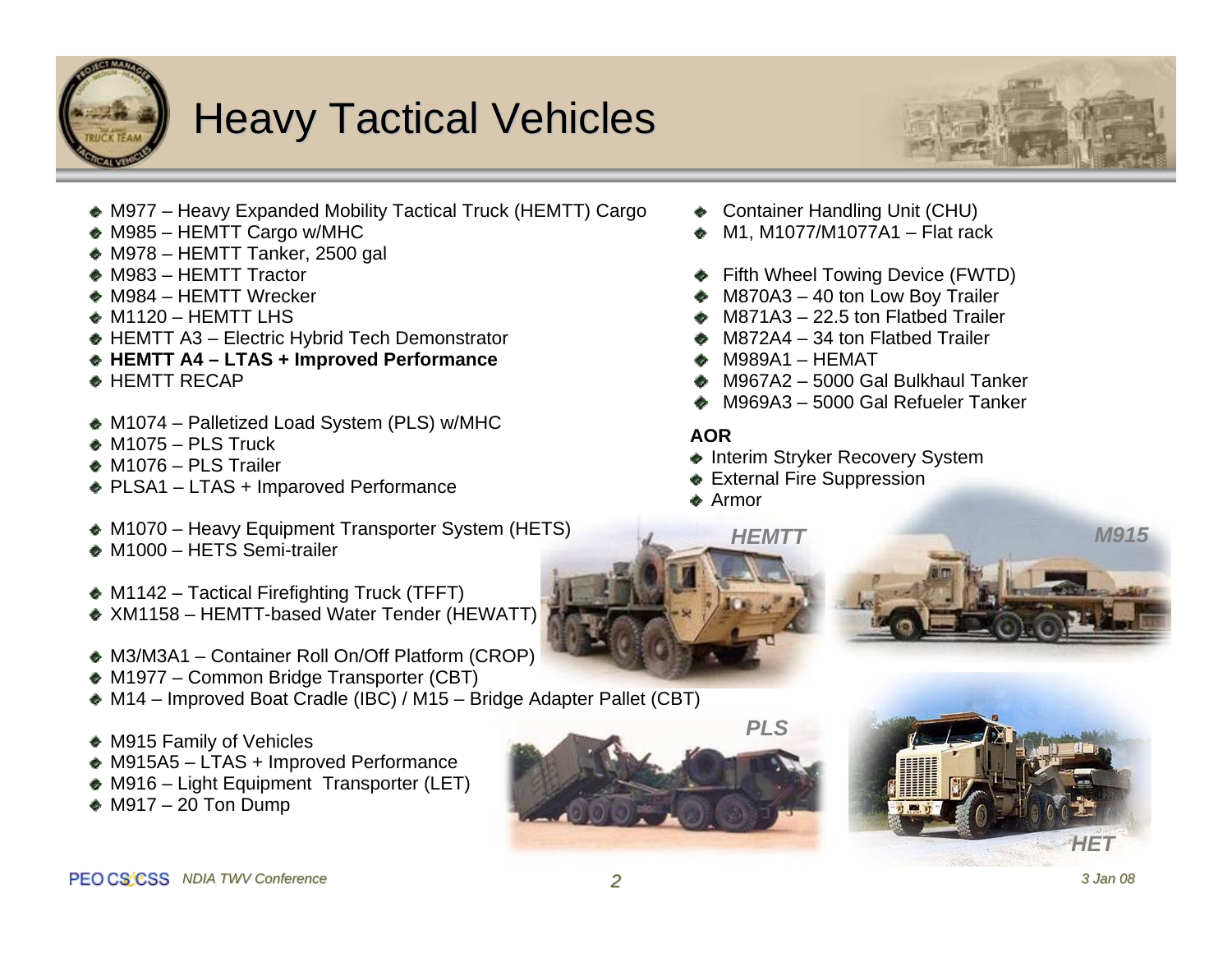# Heavy Tactical Vehicles

- M977 – Heavy Expanded Mobility Tactical Truck (HEMTT) Cargo
- M985 – HEMTT Cargo w/MHC
- M978 – HEMTT Tanker, 2500 gal
- M983 – HEMTT Tractor
- M984 – HEMTT Wrecker
- M1120 – HEMTT LHS
- HEMTT A3 – Electric Hybrid Tech Demonstrator
- **HEMTT A4 – LTAS + Improved Performance**
- HEMTT RECAP

- M1074 – Palletized Load System (PLS) w/MHC
- M1075 – PLS Truck
- M1076 – PLS Trailer
- PLSA1 – LTAS + Imparoved Performance

- M1070 – Heavy Equipment Transporter System (HETS)
- M1000 – HETS Semi-trailer

- M1142 – Tactical Firefighting Truck (TFFT)
- XM1158 – HEMTT-based Water Tender (HEWATT)

- M3/M3A1 – Container Roll On/Off Platform (CROP)
- M1977 – Common Bridge Transporter (CBT)
- M14 – Improved Boat Cradle (IBC) / M15 – Bridge Adapter Pallet (CBT)

- M915 Family of Vehicles
- M915A5 – LTAS + Improved Performance
- M916 – Light Equipment Transporter (LET)
- M917 – 20 Ton Dump

- Container Handling Unit (CHU)
- M1, M1077/M1077A1 – Flat rack

- Fifth Wheel Towing Device (FWTD)
- M870A3 – 40 ton Low Boy Trailer
- M871A3 – 22.5 ton Flatbed Trailer
- M872A4 – 34 ton Flatbed Trailer
- M989A1 – HEMAT
- M967A2 – 5000 Gal Bulkhaul Tanker
- M969A3 – 5000 Gal Refueler Tanker

**AOR**

- Interim Stryker Recovery System
- External Fire Suppression
- Armor

*HEMTT*

*M915*

*PLS*

*HET*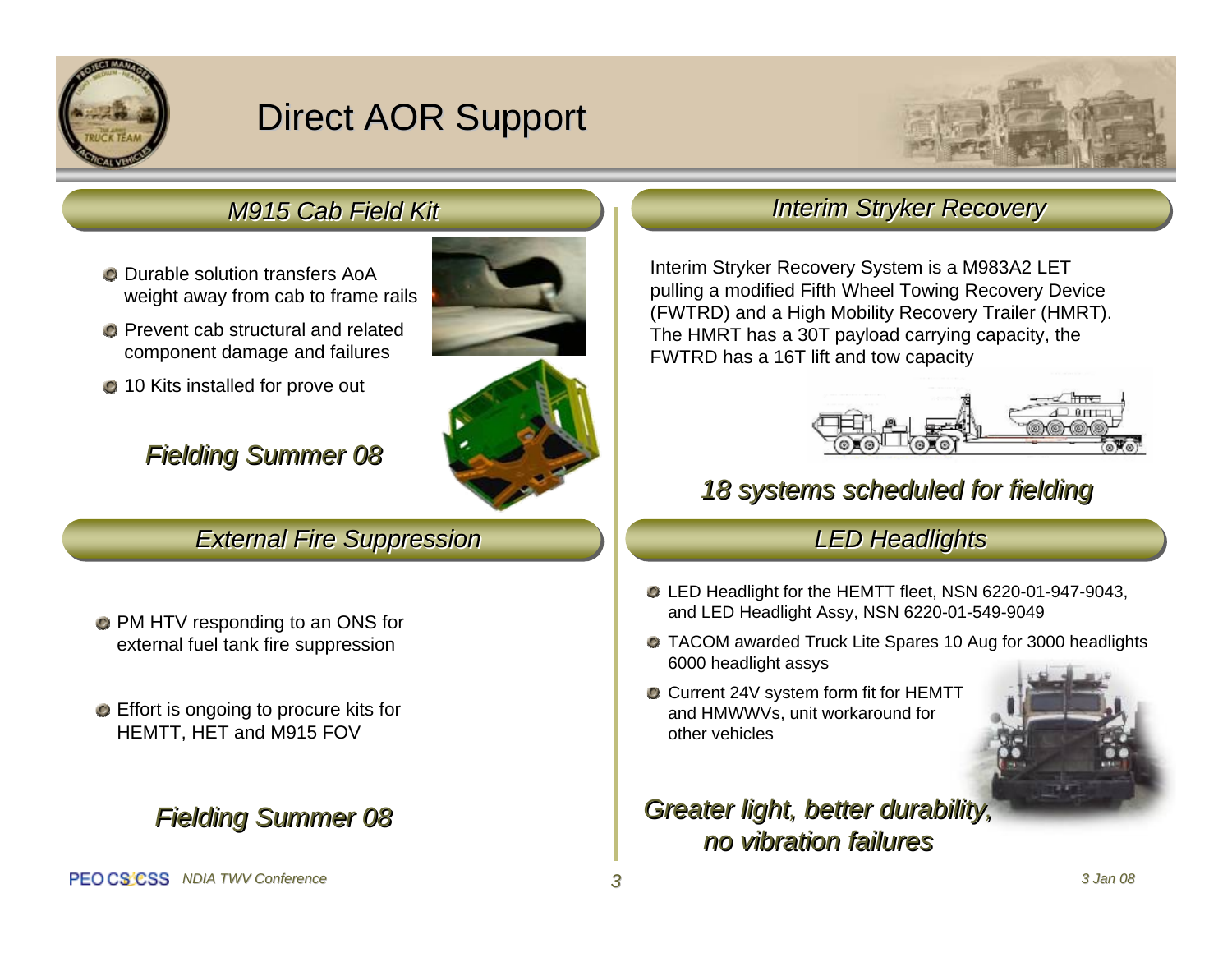# Direct AOR Support

## M915 Cab Field Kit

- Durable solution transfers AoA weight away from cab to frame rails
- Prevent cab structural and related component damage and failures
- 10 Kits installed for prove out

***Fielding Summer 08***

## Interim Stryker Recovery

Interim Stryker Recovery System is a M983A2 LET pulling a modified Fifth Wheel Towing Recovery Device (FWTRD) and a High Mobility Recovery Trailer (HMRT). The HMRT has a 30T payload carrying capacity, the FWTRD has a 16T lift and tow capacity

***18 systems scheduled for fielding***

## External Fire Suppression

- PM HTV responding to an ONS for external fuel tank fire suppression
- Effort is ongoing to procure kits for HEMTT, HET and M915 FOV

***Fielding Summer 08***

## LED Headlights

- LED Headlight for the HEMTT fleet, NSN 6220-01-947-9043, and LED Headlight Assy, NSN 6220-01-549-9049
- TACOM awarded Truck Lite Spares 10 Aug for 3000 headlights 6000 headlight assys
- Current 24V system form fit for HEMTT and HMWWVs, unit workaround for other vehicles

***Greater light, better durability, no vibration failures***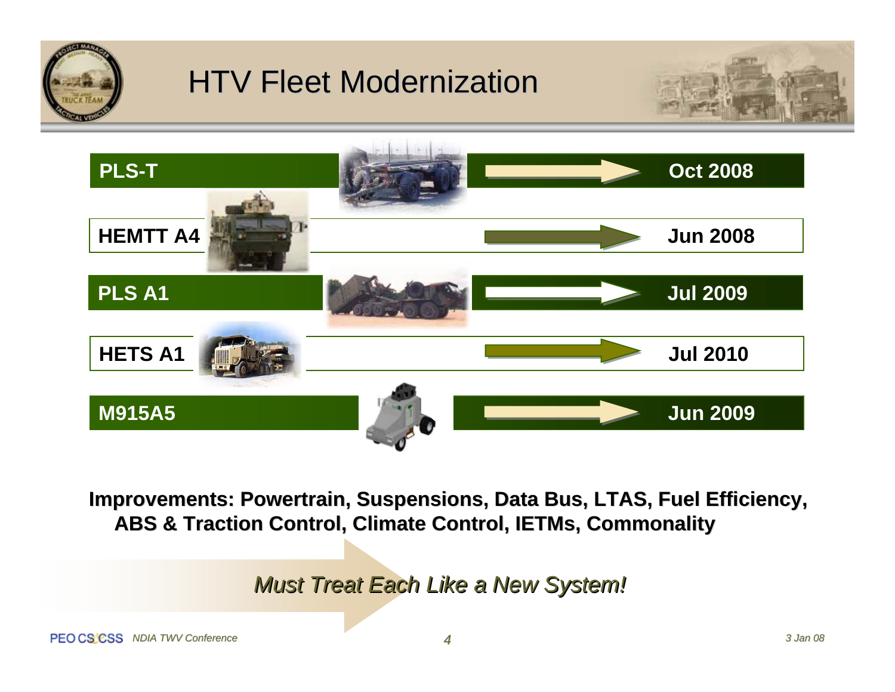# HTV Fleet Modernization

| System | Date |
| --- | --- |
| PLS-T | Oct 2008 |
| HEMTT A4 | Jun 2008 |
| PLS A1 | Jul 2009 |
| HETS A1 | Jul 2010 |
| M915A5 | Jun 2009 |

**Improvements: Powertrain, Suspensions, Data Bus, LTAS, Fuel Efficiency, ABS & Traction Control, Climate Control, IETMs, Commonality**

*Must Treat Each Like a New System!*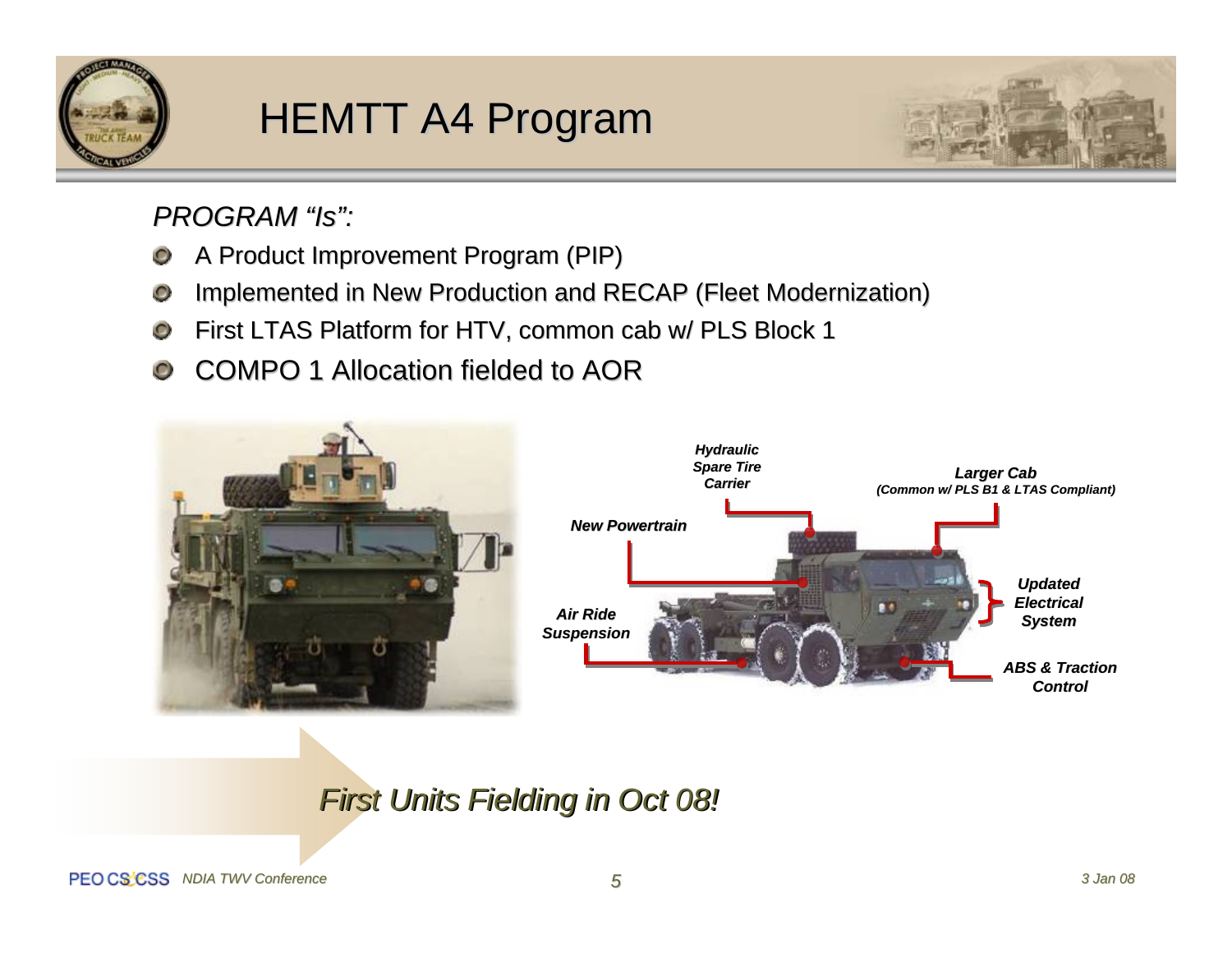# HEMTT A4 Program

*PROGRAM "Is":*

- A Product Improvement Program (PIP)
- Implemented in New Production and RECAP (Fleet Modernization)
- First LTAS Platform for HTV, common cab w/ PLS Block 1
- COMPO 1 Allocation fielded to AOR

***Hydraulic Spare Tire Carrier***

***Larger Cab***
***(Common w/ PLS B1 & LTAS Compliant)***

***New Powertrain***

***Updated Electrical System***

***Air Ride Suspension***

***ABS & Traction Control***

*First Units Fielding in Oct 08!*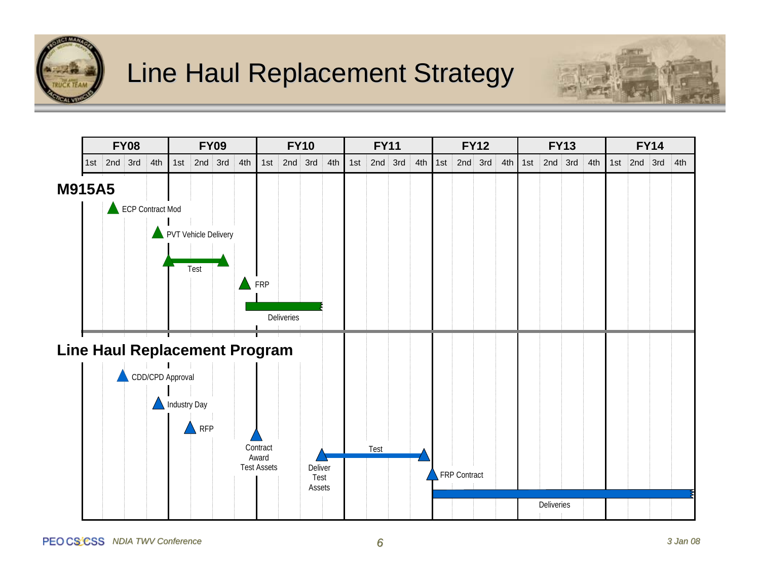# Line Haul Replacement Strategy

| | FY08 | | | | FY09 | | | | FY10 | | | | FY11 | | | | FY12 | | | | FY13 | | | | FY14 | | | |
|---|---|---|---|---|---|---|---|---|---|---|---|---|---|---|---|---|---|---|---|---|---|---|---|---|---|---|---|---|
| | 1st | 2nd | 3rd | 4th | 1st | 2nd | 3rd | 4th | 1st | 2nd | 3rd | 4th | 1st | 2nd | 3rd | 4th | 1st | 2nd | 3rd | 4th | 1st | 2nd | 3rd | 4th | 1st | 2nd | 3rd | 4th |

## M915A5

- ECP Contract Mod (FY08 2nd)
- PVT Vehicle Delivery (FY08 4th)
- Test (FY09 1st – FY09 3rd)
- FRP (FY09 4th)
- Deliveries (FY09 4th – FY10 3rd)

## Line Haul Replacement Program

- CDD/CPD Approval (FY08 2nd)
- Industry Day (FY08 4th)
- RFP (FY09 2nd)
- Contract Award Test Assets (FY10 1st)
- Deliver Test Assets (FY10 3rd)
- Test (FY10 3rd – FY11 4th)
- FRP Contract (FY11 4th)
- Deliveries (FY12 1st – FY14 4th)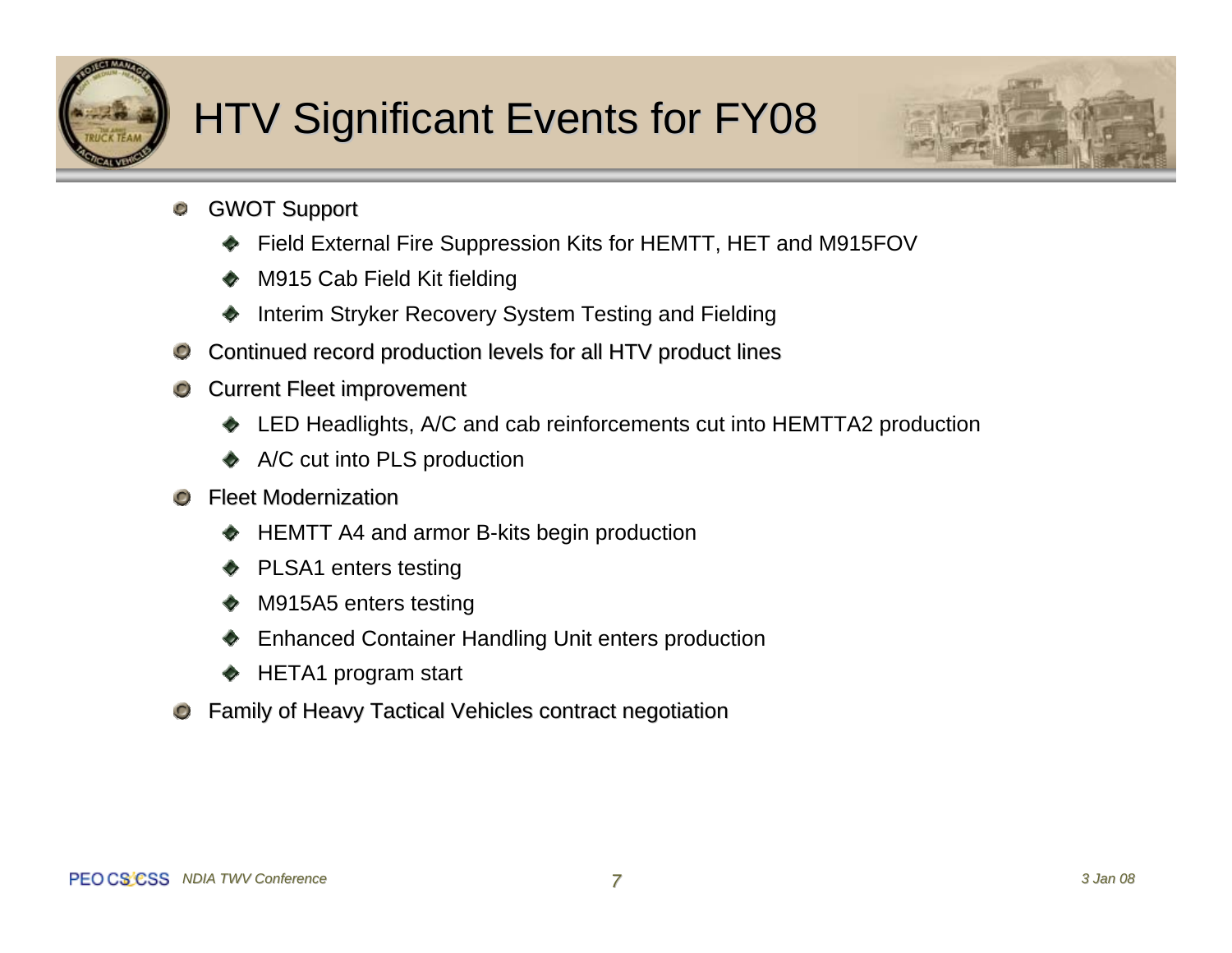# HTV Significant Events for FY08

- GWOT Support
  - Field External Fire Suppression Kits for HEMTT, HET and M915FOV
  - M915 Cab Field Kit fielding
  - Interim Stryker Recovery System Testing and Fielding
- Continued record production levels for all HTV product lines
- Current Fleet improvement
  - LED Headlights, A/C and cab reinforcements cut into HEMTTA2 production
  - A/C cut into PLS production
- Fleet Modernization
  - HEMTT A4 and armor B-kits begin production
  - PLSA1 enters testing
  - M915A5 enters testing
  - Enhanced Container Handling Unit enters production
  - HETA1 program start
- Family of Heavy Tactical Vehicles contract negotiation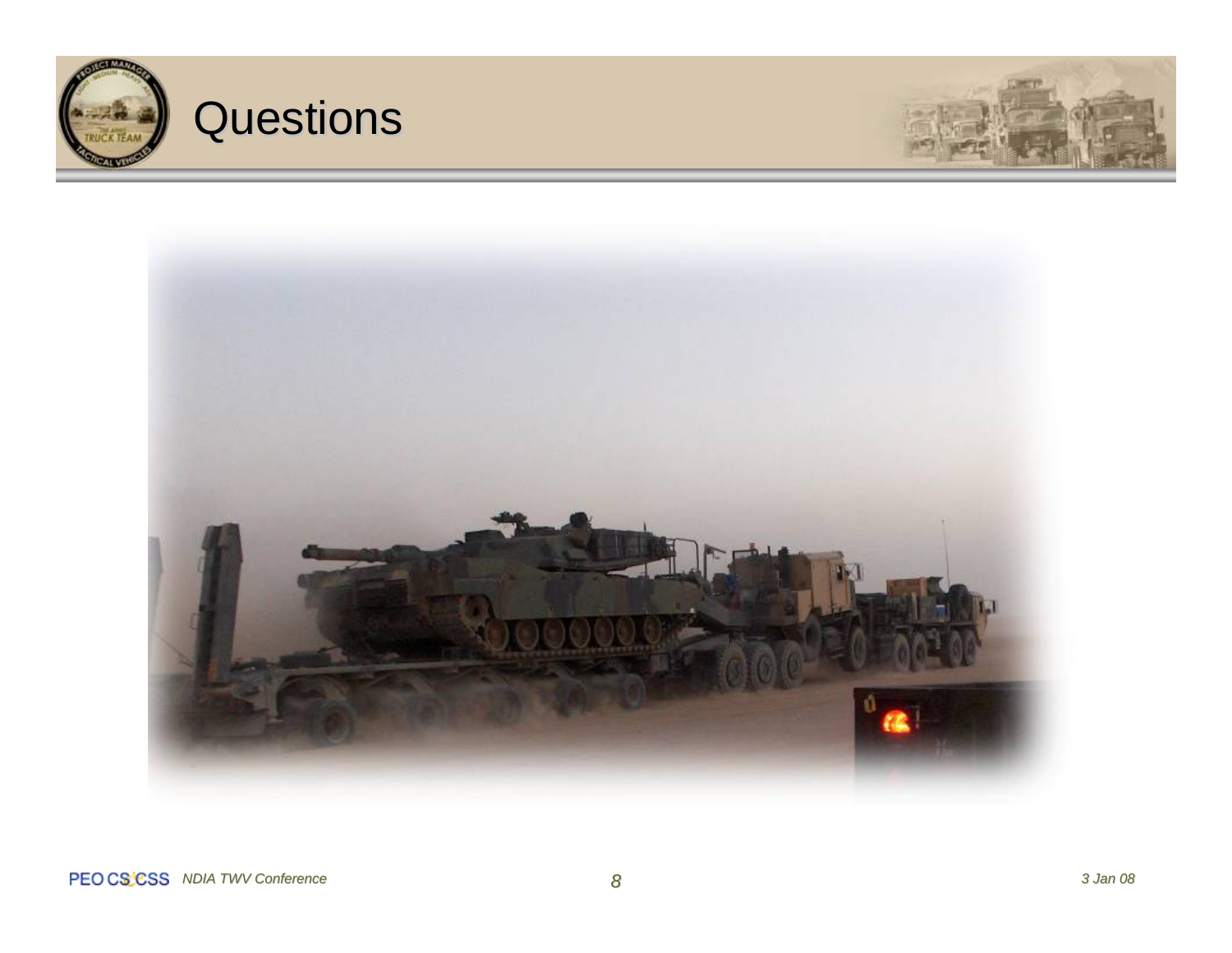# Questions